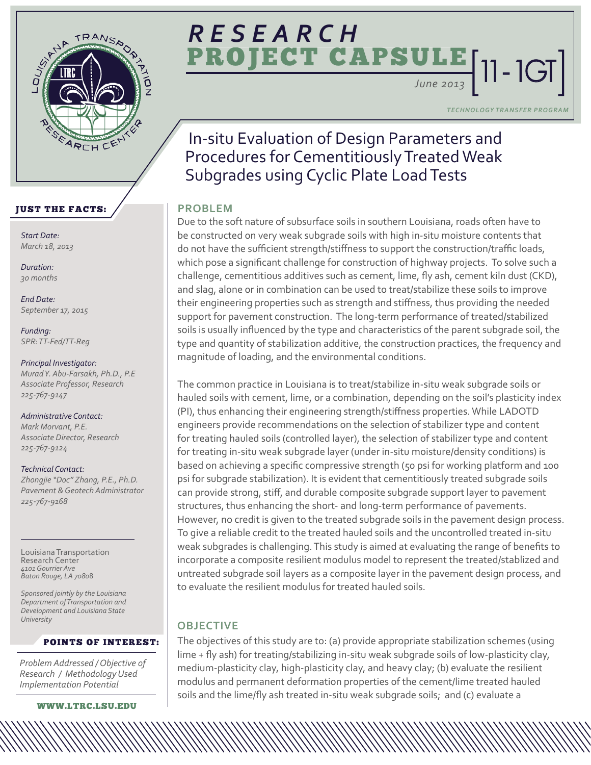# RESEARCH PROJECT CAPSULE [11-1GT]

June 2013

TECHNOLOGY TRANSFER PROGRAM

## In-situ Evaluation of Design Parameters and Procedures for Cementitiously Treated Weak Subgrades using Cyclic Plate Load Tests

### JUST THE FACTS:

*Start Date:*
*March 18, 2013*

*Duration:*
*30 months*

*End Date:*
*September 17, 2015*

*Funding:*
*SPR: TT-Fed/TT-Reg*

*Principal Investigator:*
*Murad Y. Abu-Farsakh, Ph.D., P.E*
*Associate Professor, Research*
*225-767-9147*

*Administrative Contact:*
*Mark Morvant, P.E.*
*Associate Director, Research*
*225-767-9124*

*Technical Contact:*
*Zhongjie "Doc" Zhang, P.E., Ph.D.*
*Pavement & Geotech Administrator*
*225-767-9168*

Louisiana Transportation Research Center
*4101 Gourrier Ave*
*Baton Rouge, LA 70808*

*Sponsored jointly by the Louisiana Department of Transportation and Development and Louisiana State University*

### POINTS OF INTEREST:

*Problem Addressed / Objective of Research / Methodology Used Implementation Potential*

WWW.LTRC.LSU.EDU

### PROBLEM

Due to the soft nature of subsurface soils in southern Louisiana, roads often have to be constructed on very weak subgrade soils with high in-situ moisture contents that do not have the sufficient strength/stiffness to support the construction/traffic loads, which pose a significant challenge for construction of highway projects. To solve such a challenge, cementitious additives such as cement, lime, fly ash, cement kiln dust (CKD), and slag, alone or in combination can be used to treat/stabilize these soils to improve their engineering properties such as strength and stiffness, thus providing the needed support for pavement construction. The long-term performance of treated/stabilized soils is usually influenced by the type and characteristics of the parent subgrade soil, the type and quantity of stabilization additive, the construction practices, the frequency and magnitude of loading, and the environmental conditions.

The common practice in Louisiana is to treat/stabilize in-situ weak subgrade soils or hauled soils with cement, lime, or a combination, depending on the soil's plasticity index (PI), thus enhancing their engineering strength/stiffness properties. While LADOTD engineers provide recommendations on the selection of stabilizer type and content for treating hauled soils (controlled layer), the selection of stabilizer type and content for treating in-situ weak subgrade layer (under in-situ moisture/density conditions) is based on achieving a specific compressive strength (50 psi for working platform and 100 psi for subgrade stabilization). It is evident that cementitiously treated subgrade soils can provide strong, stiff, and durable composite subgrade support layer to pavement structures, thus enhancing the short- and long-term performance of pavements. However, no credit is given to the treated subgrade soils in the pavement design process. To give a reliable credit to the treated hauled soils and the uncontrolled treated in-situ weak subgrades is challenging. This study is aimed at evaluating the range of benefits to incorporate a composite resilient modulus model to represent the treated/stablized and untreated subgrade soil layers as a composite layer in the pavement design process, and to evaluate the resilient modulus for treated hauled soils.

### OBJECTIVE

The objectives of this study are to: (a) provide appropriate stabilization schemes (using lime + fly ash) for treating/stabilizing in-situ weak subgrade soils of low-plasticity clay, medium-plasticity clay, high-plasticity clay, and heavy clay; (b) evaluate the resilient modulus and permanent deformation properties of the cement/lime treated hauled soils and the lime/fly ash treated in-situ weak subgrade soils; and (c) evaluate a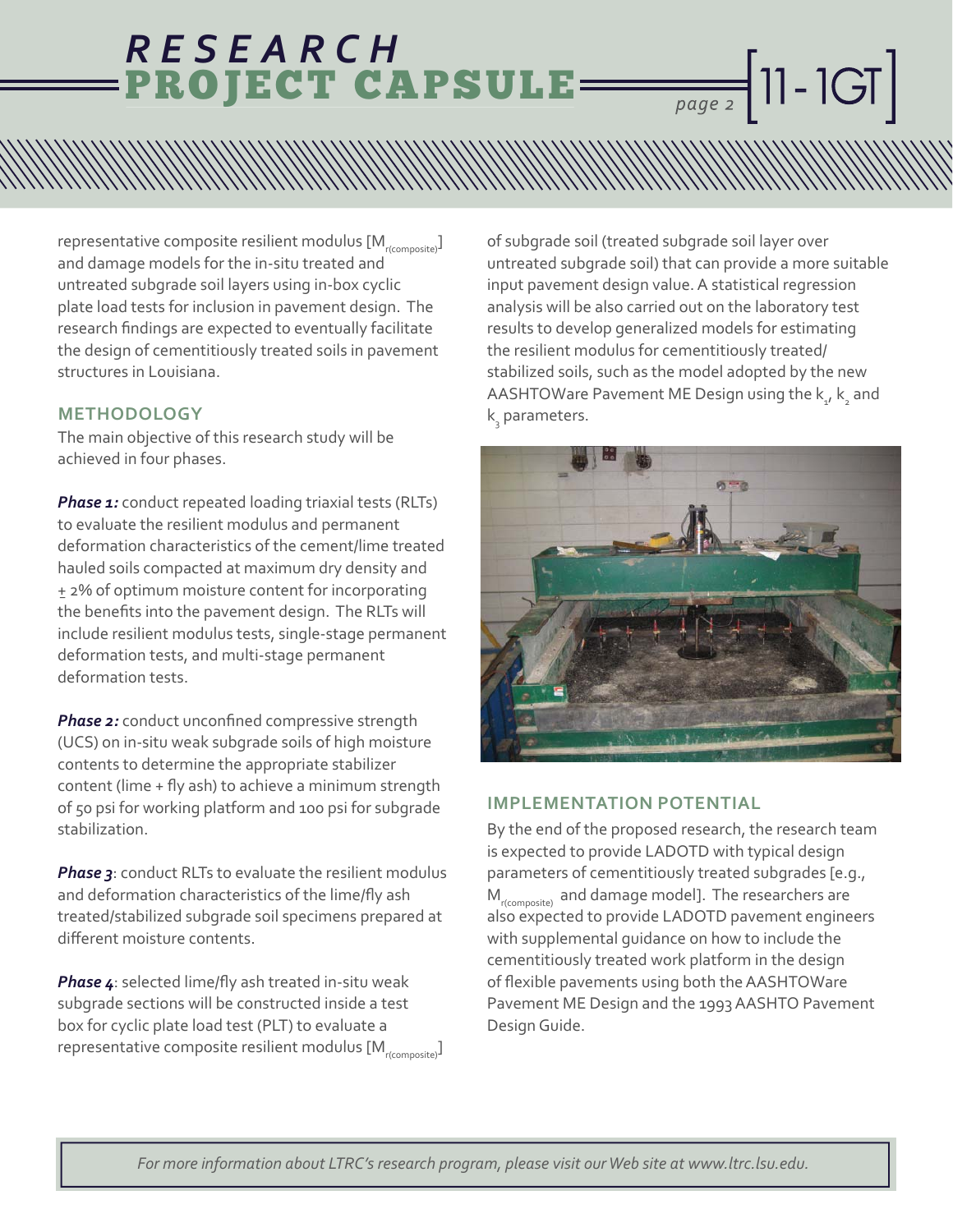representative composite resilient modulus [$M_{r(composite)}$] and damage models for the in-situ treated and untreated subgrade soil layers using in-box cyclic plate load tests for inclusion in pavement design. The research findings are expected to eventually facilitate the design of cementitiously treated soils in pavement structures in Louisiana.

## METHODOLOGY

The main objective of this research study will be achieved in four phases.

***Phase 1:*** conduct repeated loading triaxial tests (RLTs) to evaluate the resilient modulus and permanent deformation characteristics of the cement/lime treated hauled soils compacted at maximum dry density and ± 2% of optimum moisture content for incorporating the benefits into the pavement design. The RLTs will include resilient modulus tests, single-stage permanent deformation tests, and multi-stage permanent deformation tests.

***Phase 2:*** conduct unconfined compressive strength (UCS) on in-situ weak subgrade soils of high moisture contents to determine the appropriate stabilizer content (lime + fly ash) to achieve a minimum strength of 50 psi for working platform and 100 psi for subgrade stabilization.

***Phase 3***: conduct RLTs to evaluate the resilient modulus and deformation characteristics of the lime/fly ash treated/stabilized subgrade soil specimens prepared at different moisture contents.

***Phase 4***: selected lime/fly ash treated in-situ weak subgrade sections will be constructed inside a test box for cyclic plate load test (PLT) to evaluate a representative composite resilient modulus [$M_{r(composite)}$] of subgrade soil (treated subgrade soil layer over untreated subgrade soil) that can provide a more suitable input pavement design value. A statistical regression analysis will be also carried out on the laboratory test results to develop generalized models for estimating the resilient modulus for cementitiously treated/stabilized soils, such as the model adopted by the new AASHTOWare Pavement ME Design using the $k_1$, $k_2$ and $k_3$ parameters.

## IMPLEMENTATION POTENTIAL

By the end of the proposed research, the research team is expected to provide LADOTD with typical design parameters of cementitiously treated subgrades [e.g., $M_{r(composite)}$ and damage model]. The researchers are also expected to provide LADOTD pavement engineers with supplemental guidance on how to include the cementitiously treated work platform in the design of flexible pavements using both the AASHTOWare Pavement ME Design and the 1993 AASHTO Pavement Design Guide.

*For more information about LTRC's research program, please visit our Web site at www.ltrc.lsu.edu.*